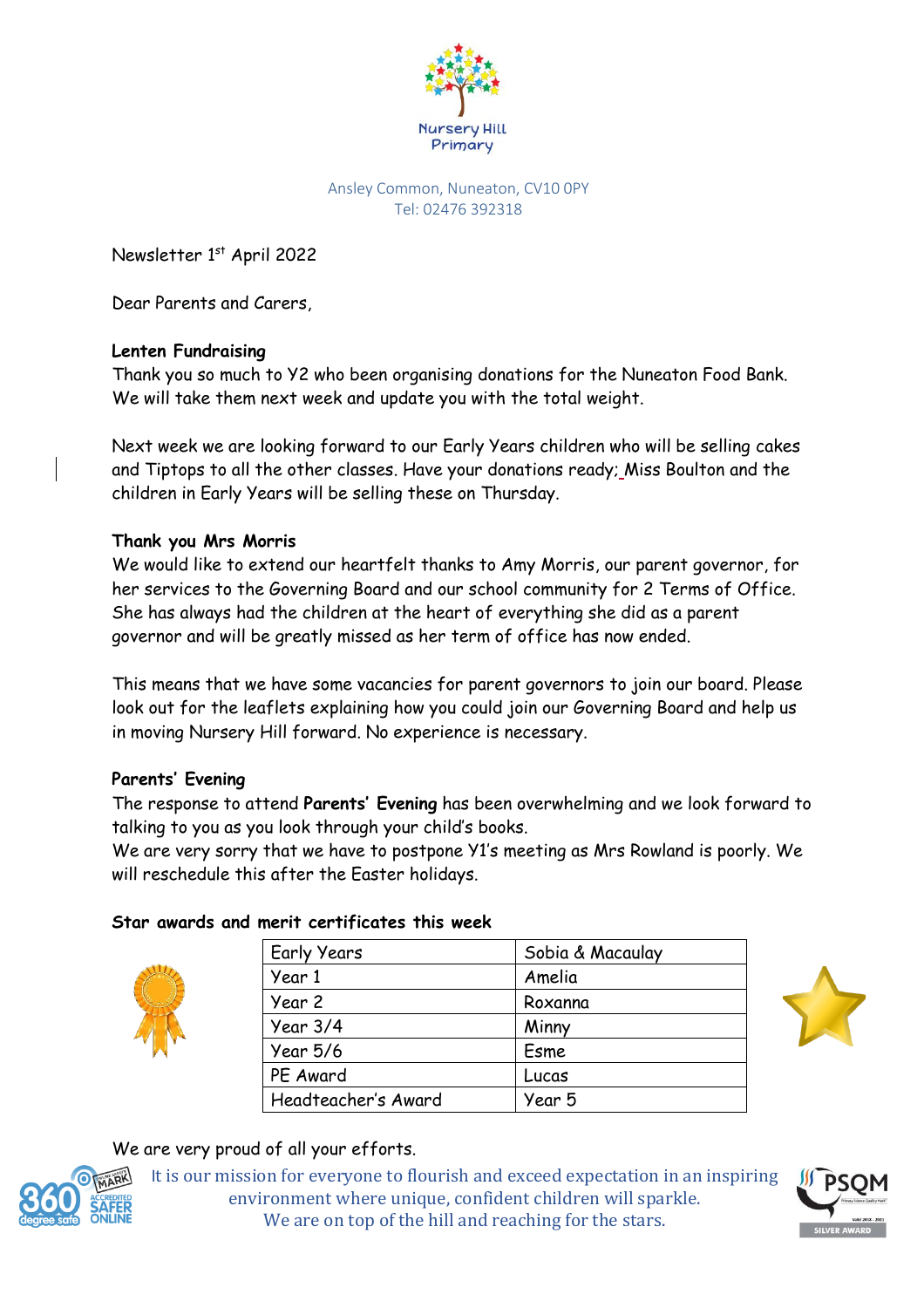Nursery Hill Primary

Ansley Common, Nuneaton, CV10 0PY
Tel: 02476 392318

Newsletter 1st April 2022

Dear Parents and Carers,

**Lenten Fundraising**

Thank you so much to Y2 who been organising donations for the Nuneaton Food Bank. We will take them next week and update you with the total weight.

Next week we are looking forward to our Early Years children who will be selling cakes and Tiptops to all the other classes. Have your donations ready; Miss Boulton and the children in Early Years will be selling these on Thursday.

**Thank you Mrs Morris**

We would like to extend our heartfelt thanks to Amy Morris, our parent governor, for her services to the Governing Board and our school community for 2 Terms of Office. She has always had the children at the heart of everything she did as a parent governor and will be greatly missed as her term of office has now ended.

This means that we have some vacancies for parent governors to join our board. Please look out for the leaflets explaining how you could join our Governing Board and help us in moving Nursery Hill forward. No experience is necessary.

**Parents' Evening**

The response to attend **Parents' Evening** has been overwhelming and we look forward to talking to you as you look through your child's books.
We are very sorry that we have to postpone Y1's meeting as Mrs Rowland is poorly. We will reschedule this after the Easter holidays.

**Star awards and merit certificates this week**

| | |
|---|---|
| Early Years | Sobia & Macaulay |
| Year 1 | Amelia |
| Year 2 | Roxanna |
| Year 3/4 | Minny |
| Year 5/6 | Esme |
| PE Award | Lucas |
| Headteacher's Award | Year 5 |

We are very proud of all your efforts.

It is our mission for everyone to flourish and exceed expectation in an inspiring environment where unique, confident children will sparkle.
We are on top of the hill and reaching for the stars.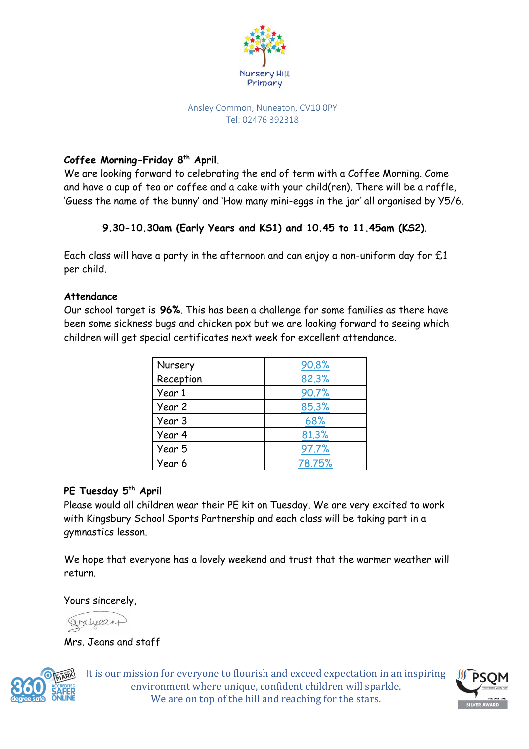Nursery Hill Primary

Ansley Common, Nuneaton, CV10 0PY
Tel: 02476 392318

**Coffee Morning-Friday 8th April**.

We are looking forward to celebrating the end of term with a Coffee Morning. Come and have a cup of tea or coffee and a cake with your child(ren). There will be a raffle, 'Guess the name of the bunny' and 'How many mini-eggs in the jar' all organised by Y5/6.

**9.30-10.30am (Early Years and KS1) and 10.45 to 11.45am (KS2)**.

Each class will have a party in the afternoon and can enjoy a non-uniform day for £1 per child.

**Attendance**

Our school target is **96%**. This has been a challenge for some families as there have been some sickness bugs and chicken pox but we are looking forward to seeing which children will get special certificates next week for excellent attendance.

| | |
|---|---|
| Nursery | 90.8% |
| Reception | 82.3% |
| Year 1 | 90.7% |
| Year 2 | 85.3% |
| Year 3 | 68% |
| Year 4 | 81.3% |
| Year 5 | 97.7% |
| Year 6 | 78.75% |

**PE Tuesday 5th April**

Please would all children wear their PE kit on Tuesday. We are very excited to work with Kingsbury School Sports Partnership and each class will be taking part in a gymnastics lesson.

We hope that everyone has a lovely weekend and trust that the warmer weather will return.

Yours sincerely,

Mrs. Jeans and staff

It is our mission for everyone to flourish and exceed expectation in an inspiring environment where unique, confident children will sparkle.
We are on top of the hill and reaching for the stars.